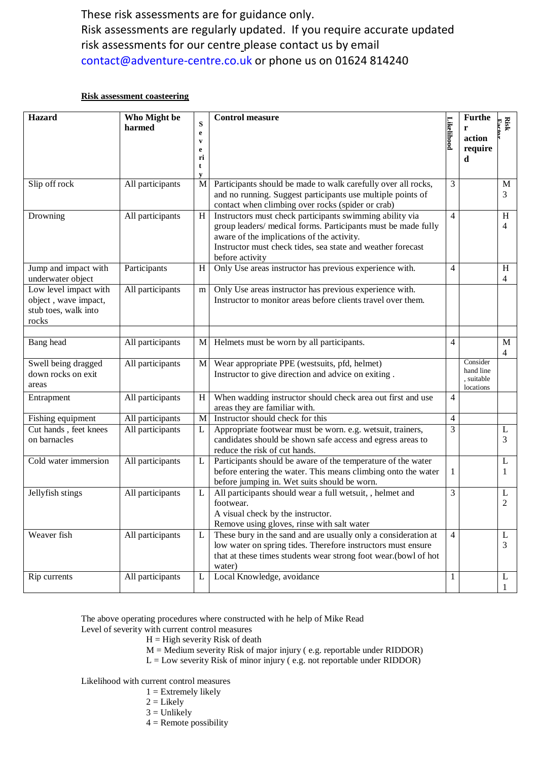These risk assessments are for guidance only.
Risk assessments are regularly updated. If you require accurate updated risk assessments for our centre please contact us by email contact@adventure-centre.co.uk or phone us on 01624 814240

**Risk assessment coasteering**

| Hazard | Who Might be harmed | Severity | Control measure | Likelihood | Further action required | Risk Factor |
|---|---|---|---|---|---|---|
| Slip off rock | All participants | M | Participants should be made to walk carefully over all rocks, and no running. Suggest participants use multiple points of contact when climbing over rocks (spider or crab) | 3 | | M 3 |
| Drowning | All participants | H | Instructors must check participants swimming ability via group leaders/ medical forms. Participants must be made fully aware of the implications of the activity. Instructor must check tides, sea state and weather forecast before activity | 4 | | H 4 |
| Jump and impact with underwater object | Participants | H | Only Use areas instructor has previous experience with. | 4 | | H 4 |
| Low level impact with object , wave impact, stub toes, walk into rocks | All participants | m | Only Use areas instructor has previous experience with. Instructor to monitor areas before clients travel over them. | | | |
| | | | | | | |
| Bang head | All participants | M | Helmets must be worn by all participants. | 4 | | M 4 |
| Swell being dragged down rocks on exit areas | All participants | M | Wear appropriate PPE (westsuits, pfd, helmet) Instructor to give direction and advice on exiting . | | Consider hand line , suitable locations | |
| Entrapment | All participants | H | When wadding instructor should check area out first and use areas they are familiar with. | 4 | | |
| Fishing equipment | All participants | M | Instructor should check for this | 4 | | |
| Cut hands , feet knees on barnacles | All participants | L | Appropriate footwear must be worn. e.g. wetsuit, trainers, candidates should be shown safe access and egress areas to reduce the risk of cut hands. | 3 | | L 3 |
| Cold water immersion | All participants | L | Participants should be aware of the temperature of the water before entering the water. This means climbing onto the water before jumping in. Wet suits should be worn. | 1 | | L 1 |
| Jellyfish stings | All participants | L | All participants should wear a full wetsuit, , helmet and footwear. A visual check by the instructor. Remove using gloves, rinse with salt water | 3 | | L 2 |
| Weaver fish | All participants | L | These bury in the sand and are usually only a consideration at low water on spring tides. Therefore instructors must ensure that at these times students wear strong foot wear.(bowl of hot water) | 4 | | L 3 |
| Rip currents | All participants | L | Local Knowledge, avoidance | 1 | | L 1 |

The above operating procedures where constructed with he help of Mike Read
Level of severity with current control measures

H = High severity Risk of death
M = Medium severity Risk of major injury ( e.g. reportable under RIDDOR)
L = Low severity Risk of minor injury ( e.g. not reportable under RIDDOR)

Likelihood with current control measures

1 = Extremely likely
2 = Likely
3 = Unlikely
4 = Remote possibility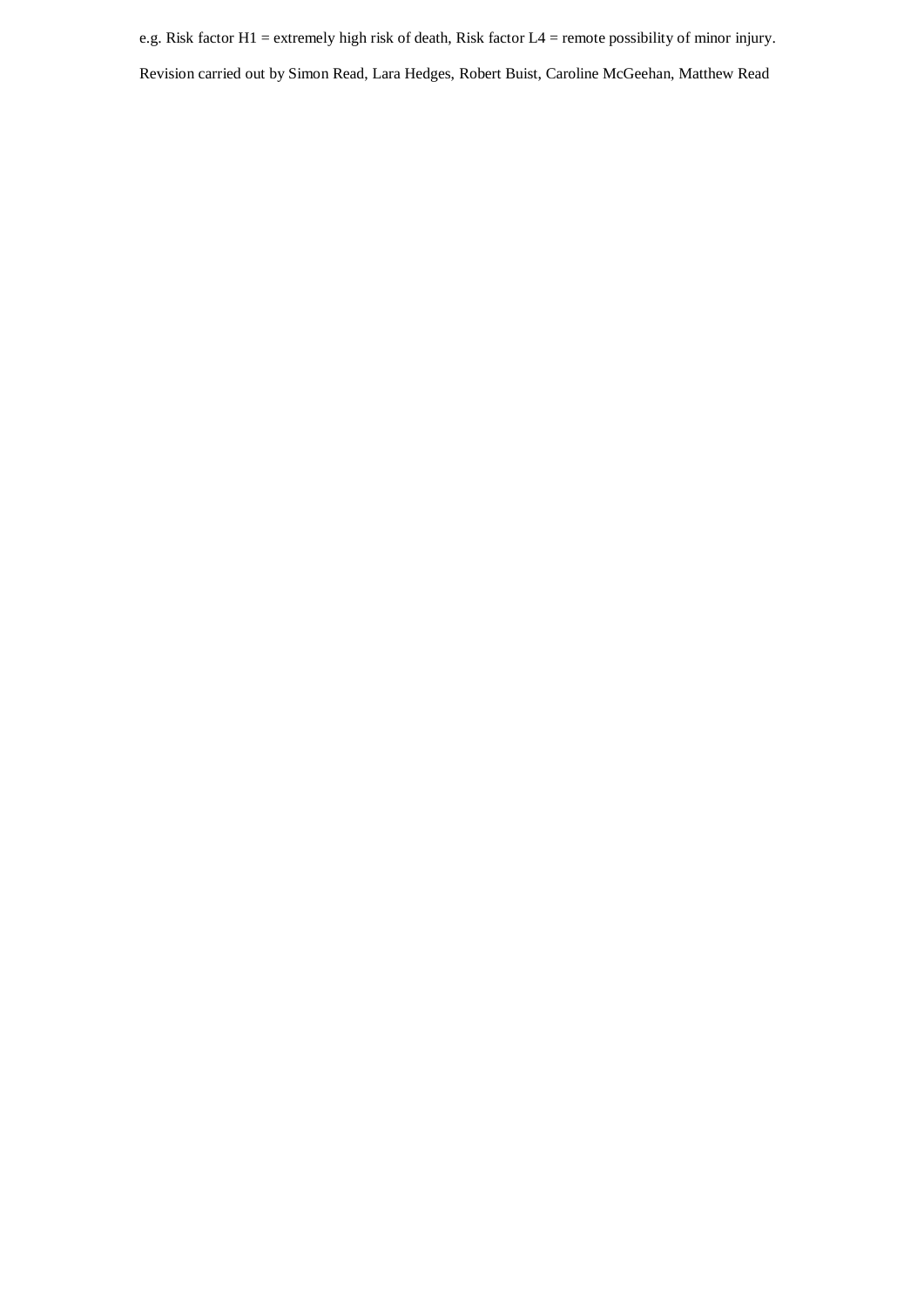e.g. Risk factor H1 = extremely high risk of death, Risk factor L4 = remote possibility of minor injury.

Revision carried out by Simon Read, Lara Hedges, Robert Buist, Caroline McGeehan, Matthew Read